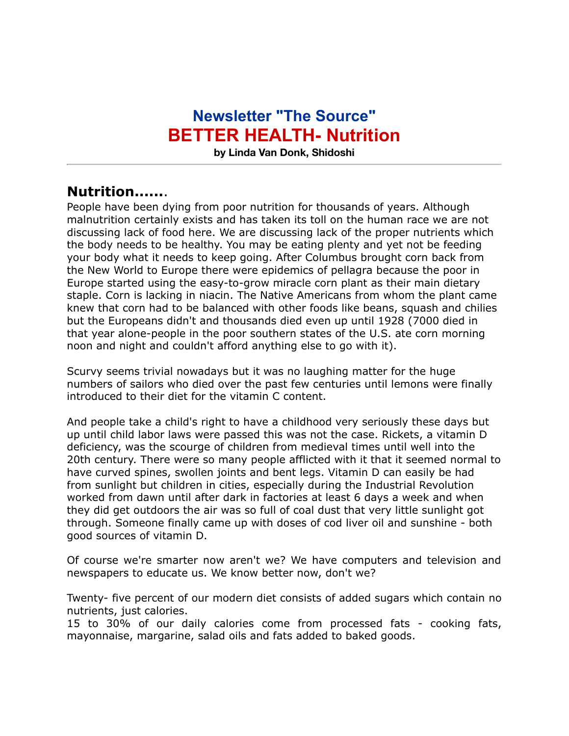# Newsletter "The Source"

# BETTER HEALTH- Nutrition

**by Linda Van Donk, Shidoshi**

---

## Nutrition.......

People have been dying from poor nutrition for thousands of years. Although malnutrition certainly exists and has taken its toll on the human race we are not discussing lack of food here. We are discussing lack of the proper nutrients which the body needs to be healthy. You may be eating plenty and yet not be feeding your body what it needs to keep going. After Columbus brought corn back from the New World to Europe there were epidemics of pellagra because the poor in Europe started using the easy-to-grow miracle corn plant as their main dietary staple. Corn is lacking in niacin. The Native Americans from whom the plant came knew that corn had to be balanced with other foods like beans, squash and chilies but the Europeans didn't and thousands died even up until 1928 (7000 died in that year alone-people in the poor southern states of the U.S. ate corn morning noon and night and couldn't afford anything else to go with it).

Scurvy seems trivial nowadays but it was no laughing matter for the huge numbers of sailors who died over the past few centuries until lemons were finally introduced to their diet for the vitamin C content.

And people take a child's right to have a childhood very seriously these days but up until child labor laws were passed this was not the case. Rickets, a vitamin D deficiency, was the scourge of children from medieval times until well into the 20th century. There were so many people afflicted with it that it seemed normal to have curved spines, swollen joints and bent legs. Vitamin D can easily be had from sunlight but children in cities, especially during the Industrial Revolution worked from dawn until after dark in factories at least 6 days a week and when they did get outdoors the air was so full of coal dust that very little sunlight got through. Someone finally came up with doses of cod liver oil and sunshine - both good sources of vitamin D.

Of course we're smarter now aren't we? We have computers and television and newspapers to educate us. We know better now, don't we?

Twenty- five percent of our modern diet consists of added sugars which contain no nutrients, just calories.
15 to 30% of our daily calories come from processed fats - cooking fats, mayonnaise, margarine, salad oils and fats added to baked goods.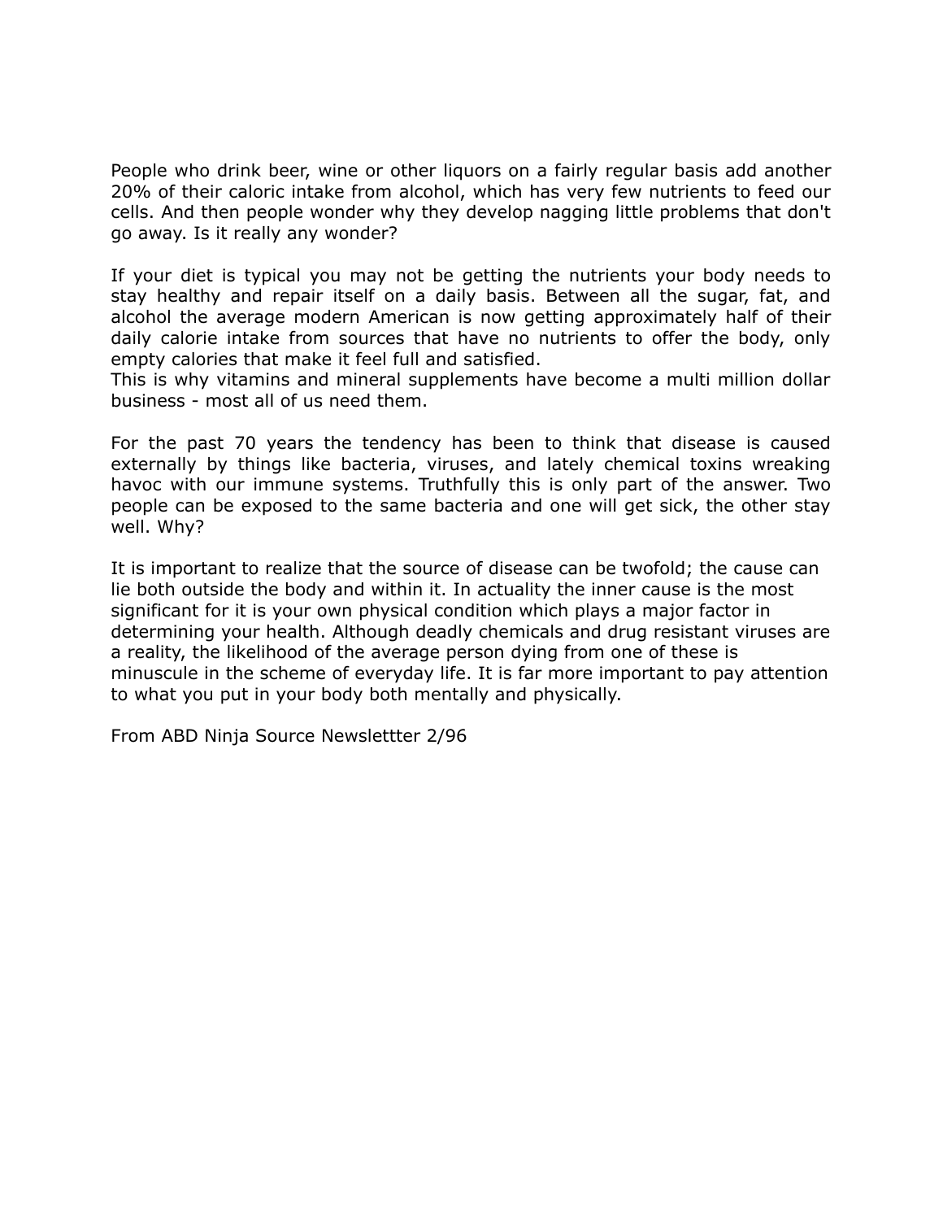People who drink beer, wine or other liquors on a fairly regular basis add another 20% of their caloric intake from alcohol, which has very few nutrients to feed our cells. And then people wonder why they develop nagging little problems that don't go away. Is it really any wonder?

If your diet is typical you may not be getting the nutrients your body needs to stay healthy and repair itself on a daily basis. Between all the sugar, fat, and alcohol the average modern American is now getting approximately half of their daily calorie intake from sources that have no nutrients to offer the body, only empty calories that make it feel full and satisfied.
This is why vitamins and mineral supplements have become a multi million dollar business - most all of us need them.

For the past 70 years the tendency has been to think that disease is caused externally by things like bacteria, viruses, and lately chemical toxins wreaking havoc with our immune systems. Truthfully this is only part of the answer. Two people can be exposed to the same bacteria and one will get sick, the other stay well. Why?

It is important to realize that the source of disease can be twofold; the cause can lie both outside the body and within it. In actuality the inner cause is the most significant for it is your own physical condition which plays a major factor in determining your health. Although deadly chemicals and drug resistant viruses are a reality, the likelihood of the average person dying from one of these is minuscule in the scheme of everyday life. It is far more important to pay attention to what you put in your body both mentally and physically.

From ABD Ninja Source Newslettter 2/96